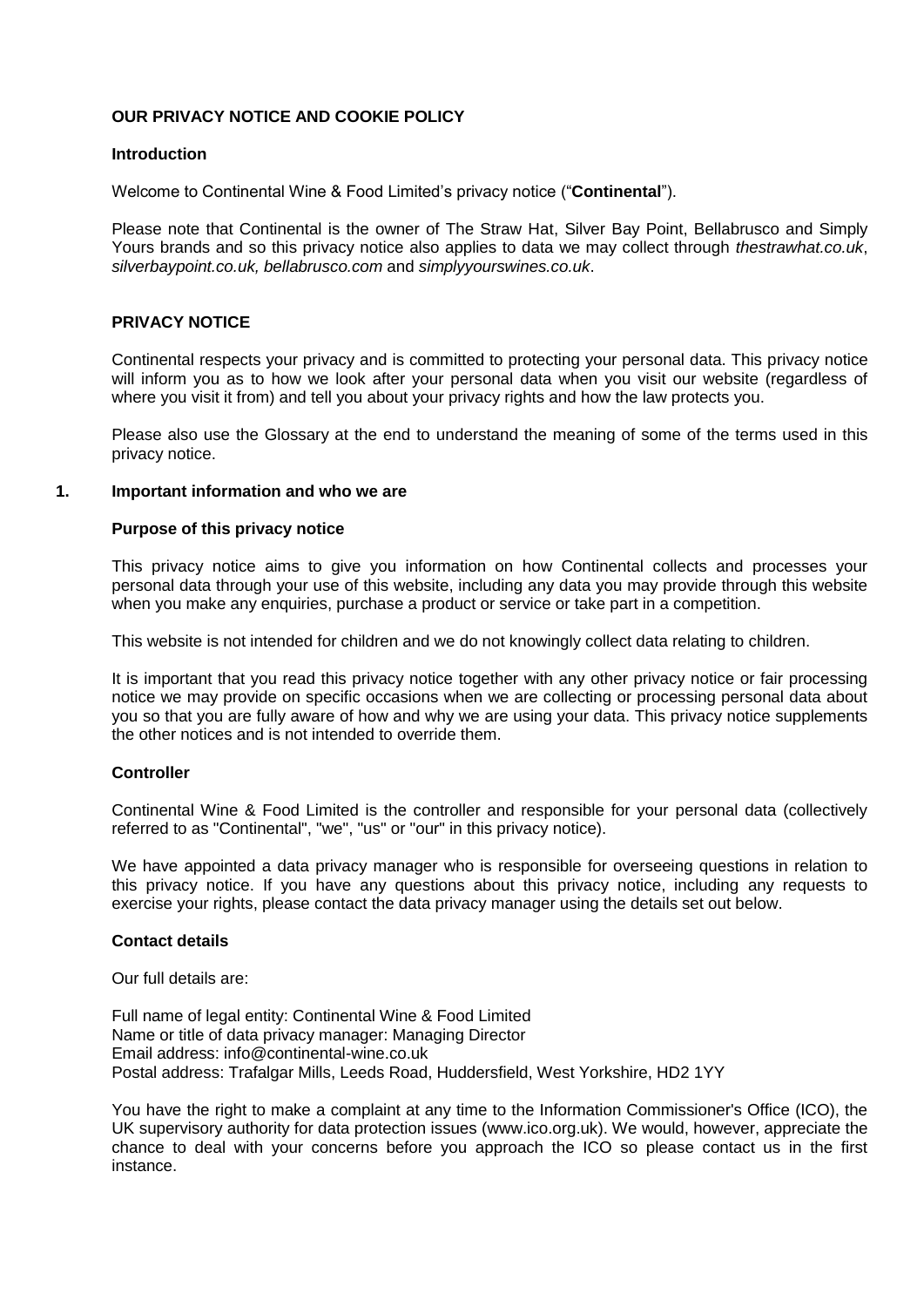# OUR PRIVACY NOTICE AND COOKIE POLICY

## Introduction

Welcome to Continental Wine & Food Limited's privacy notice ("**Continental**").

Please note that Continental is the owner of The Straw Hat, Silver Bay Point, Bellabrusco and Simply Yours brands and so this privacy notice also applies to data we may collect through *thestrawhat.co.uk*, *silverbaypoint.co.uk, bellabrusco.com* and *simplyyourswines.co.uk*.

## PRIVACY NOTICE

Continental respects your privacy and is committed to protecting your personal data. This privacy notice will inform you as to how we look after your personal data when you visit our website (regardless of where you visit it from) and tell you about your privacy rights and how the law protects you.

Please also use the Glossary at the end to understand the meaning of some of the terms used in this privacy notice.

## 1. Important information and who we are

### Purpose of this privacy notice

This privacy notice aims to give you information on how Continental collects and processes your personal data through your use of this website, including any data you may provide through this website when you make any enquiries, purchase a product or service or take part in a competition.

This website is not intended for children and we do not knowingly collect data relating to children.

It is important that you read this privacy notice together with any other privacy notice or fair processing notice we may provide on specific occasions when we are collecting or processing personal data about you so that you are fully aware of how and why we are using your data. This privacy notice supplements the other notices and is not intended to override them.

### Controller

Continental Wine & Food Limited is the controller and responsible for your personal data (collectively referred to as "Continental", "we", "us" or "our" in this privacy notice).

We have appointed a data privacy manager who is responsible for overseeing questions in relation to this privacy notice. If you have any questions about this privacy notice, including any requests to exercise your rights, please contact the data privacy manager using the details set out below.

### Contact details

Our full details are:

Full name of legal entity: Continental Wine & Food Limited
Name or title of data privacy manager: Managing Director
Email address: info@continental-wine.co.uk
Postal address: Trafalgar Mills, Leeds Road, Huddersfield, West Yorkshire, HD2 1YY

You have the right to make a complaint at any time to the Information Commissioner's Office (ICO), the UK supervisory authority for data protection issues (www.ico.org.uk). We would, however, appreciate the chance to deal with your concerns before you approach the ICO so please contact us in the first instance.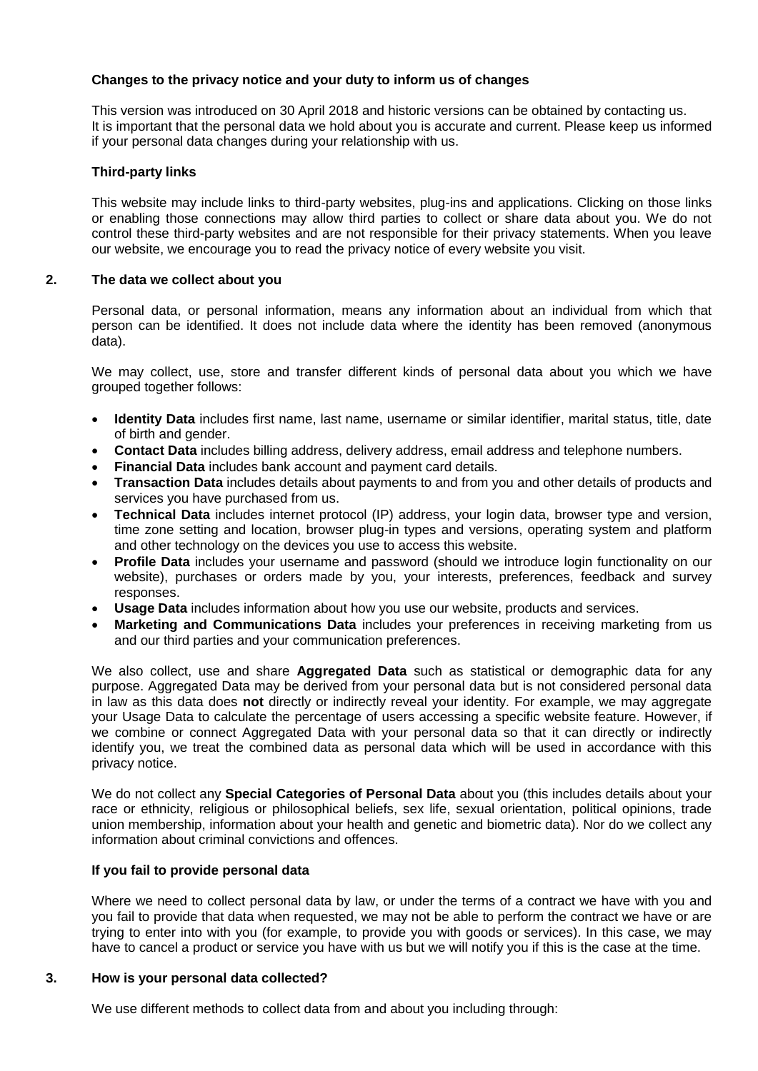**Changes to the privacy notice and your duty to inform us of changes**

This version was introduced on 30 April 2018 and historic versions can be obtained by contacting us. It is important that the personal data we hold about you is accurate and current. Please keep us informed if your personal data changes during your relationship with us.

**Third-party links**

This website may include links to third-party websites, plug-ins and applications. Clicking on those links or enabling those connections may allow third parties to collect or share data about you. We do not control these third-party websites and are not responsible for their privacy statements. When you leave our website, we encourage you to read the privacy notice of every website you visit.

## 2. The data we collect about you

Personal data, or personal information, means any information about an individual from which that person can be identified. It does not include data where the identity has been removed (anonymous data).

We may collect, use, store and transfer different kinds of personal data about you which we have grouped together follows:

- **Identity Data** includes first name, last name, username or similar identifier, marital status, title, date of birth and gender.
- **Contact Data** includes billing address, delivery address, email address and telephone numbers.
- **Financial Data** includes bank account and payment card details.
- **Transaction Data** includes details about payments to and from you and other details of products and services you have purchased from us.
- **Technical Data** includes internet protocol (IP) address, your login data, browser type and version, time zone setting and location, browser plug-in types and versions, operating system and platform and other technology on the devices you use to access this website.
- **Profile Data** includes your username and password (should we introduce login functionality on our website), purchases or orders made by you, your interests, preferences, feedback and survey responses.
- **Usage Data** includes information about how you use our website, products and services.
- **Marketing and Communications Data** includes your preferences in receiving marketing from us and our third parties and your communication preferences.

We also collect, use and share **Aggregated Data** such as statistical or demographic data for any purpose. Aggregated Data may be derived from your personal data but is not considered personal data in law as this data does **not** directly or indirectly reveal your identity. For example, we may aggregate your Usage Data to calculate the percentage of users accessing a specific website feature. However, if we combine or connect Aggregated Data with your personal data so that it can directly or indirectly identify you, we treat the combined data as personal data which will be used in accordance with this privacy notice.

We do not collect any **Special Categories of Personal Data** about you (this includes details about your race or ethnicity, religious or philosophical beliefs, sex life, sexual orientation, political opinions, trade union membership, information about your health and genetic and biometric data). Nor do we collect any information about criminal convictions and offences.

**If you fail to provide personal data**

Where we need to collect personal data by law, or under the terms of a contract we have with you and you fail to provide that data when requested, we may not be able to perform the contract we have or are trying to enter into with you (for example, to provide you with goods or services). In this case, we may have to cancel a product or service you have with us but we will notify you if this is the case at the time.

## 3. How is your personal data collected?

We use different methods to collect data from and about you including through: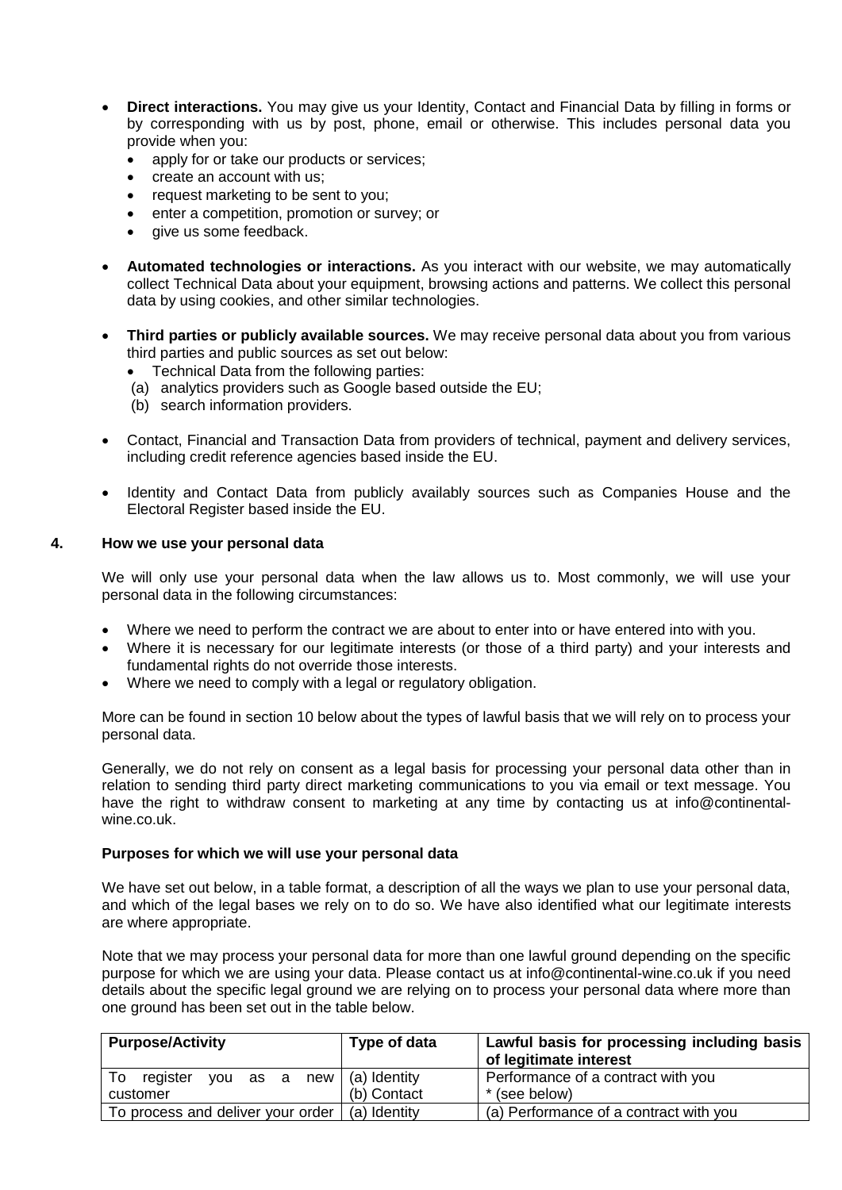- **Direct interactions.** You may give us your Identity, Contact and Financial Data by filling in forms or by corresponding with us by post, phone, email or otherwise. This includes personal data you provide when you:
  - apply for or take our products or services;
  - create an account with us;
  - request marketing to be sent to you;
  - enter a competition, promotion or survey; or
  - give us some feedback.

- **Automated technologies or interactions.** As you interact with our website, we may automatically collect Technical Data about your equipment, browsing actions and patterns. We collect this personal data by using cookies, and other similar technologies.

- **Third parties or publicly available sources.** We may receive personal data about you from various third parties and public sources as set out below:
  - Technical Data from the following parties:
  
  (a) analytics providers such as Google based outside the EU;
  
  (b) search information providers.

- Contact, Financial and Transaction Data from providers of technical, payment and delivery services, including credit reference agencies based inside the EU.

- Identity and Contact Data from publicly availably sources such as Companies House and the Electoral Register based inside the EU.

## 4. How we use your personal data

We will only use your personal data when the law allows us to. Most commonly, we will use your personal data in the following circumstances:

- Where we need to perform the contract we are about to enter into or have entered into with you.
- Where it is necessary for our legitimate interests (or those of a third party) and your interests and fundamental rights do not override those interests.
- Where we need to comply with a legal or regulatory obligation.

More can be found in section 10 below about the types of lawful basis that we will rely on to process your personal data.

Generally, we do not rely on consent as a legal basis for processing your personal data other than in relation to sending third party direct marketing communications to you via email or text message. You have the right to withdraw consent to marketing at any time by contacting us at info@continental-wine.co.uk.

**Purposes for which we will use your personal data**

We have set out below, in a table format, a description of all the ways we plan to use your personal data, and which of the legal bases we rely on to do so. We have also identified what our legitimate interests are where appropriate.

Note that we may process your personal data for more than one lawful ground depending on the specific purpose for which we are using your data. Please contact us at info@continental-wine.co.uk if you need details about the specific legal ground we are relying on to process your personal data where more than one ground has been set out in the table below.

| Purpose/Activity | Type of data | Lawful basis for processing including basis of legitimate interest |
|---|---|---|
| To register you as a new customer | (a) Identity<br>(b) Contact | Performance of a contract with you<br>* (see below) |
| To process and deliver your order | (a) Identity | (a) Performance of a contract with you |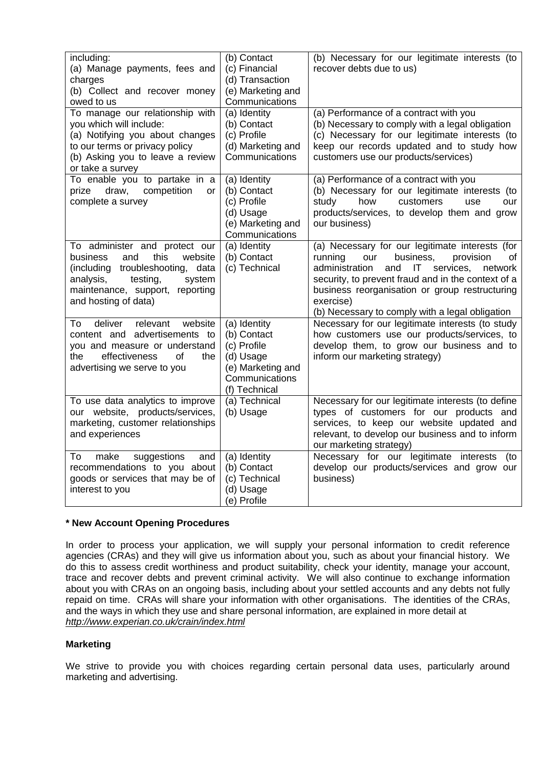| | | |
|---|---|---|
| including:<br>(a) Manage payments, fees and charges<br>(b) Collect and recover money owed to us | (b) Contact<br>(c) Financial<br>(d) Transaction<br>(e) Marketing and Communications | (b) Necessary for our legitimate interests (to recover debts due to us) |
| To manage our relationship with you which will include:<br>(a) Notifying you about changes to our terms or privacy policy<br>(b) Asking you to leave a review or take a survey | (a) Identity<br>(b) Contact<br>(c) Profile<br>(d) Marketing and Communications | (a) Performance of a contract with you<br>(b) Necessary to comply with a legal obligation<br>(c) Necessary for our legitimate interests (to keep our records updated and to study how customers use our products/services) |
| To enable you to partake in a prize draw, competition or complete a survey | (a) Identity<br>(b) Contact<br>(c) Profile<br>(d) Usage<br>(e) Marketing and Communications | (a) Performance of a contract with you<br>(b) Necessary for our legitimate interests (to study how customers use our products/services, to develop them and grow our business) |
| To administer and protect our business and this website (including troubleshooting, data analysis, testing, system maintenance, support, reporting and hosting of data) | (a) Identity<br>(b) Contact<br>(c) Technical | (a) Necessary for our legitimate interests (for running our business, provision of administration and IT services, network security, to prevent fraud and in the context of a business reorganisation or group restructuring exercise)<br>(b) Necessary to comply with a legal obligation |
| To deliver relevant website content and advertisements to you and measure or understand the effectiveness of the advertising we serve to you | (a) Identity<br>(b) Contact<br>(c) Profile<br>(d) Usage<br>(e) Marketing and Communications<br>(f) Technical | Necessary for our legitimate interests (to study how customers use our products/services, to develop them, to grow our business and to inform our marketing strategy) |
| To use data analytics to improve our website, products/services, marketing, customer relationships and experiences | (a) Technical<br>(b) Usage | Necessary for our legitimate interests (to define types of customers for our products and services, to keep our website updated and relevant, to develop our business and to inform our marketing strategy) |
| To make suggestions and recommendations to you about goods or services that may be of interest to you | (a) Identity<br>(b) Contact<br>(c) Technical<br>(d) Usage<br>(e) Profile | Necessary for our legitimate interests (to develop our products/services and grow our business) |

**\* New Account Opening Procedures**

In order to process your application, we will supply your personal information to credit reference agencies (CRAs) and they will give us information about you, such as about your financial history. We do this to assess credit worthiness and product suitability, check your identity, manage your account, trace and recover debts and prevent criminal activity. We will also continue to exchange information about you with CRAs on an ongoing basis, including about your settled accounts and any debts not fully repaid on time. CRAs will share your information with other organisations. The identities of the CRAs, and the ways in which they use and share personal information, are explained in more detail at *http://www.experian.co.uk/crain/index.html*

**Marketing**

We strive to provide you with choices regarding certain personal data uses, particularly around marketing and advertising.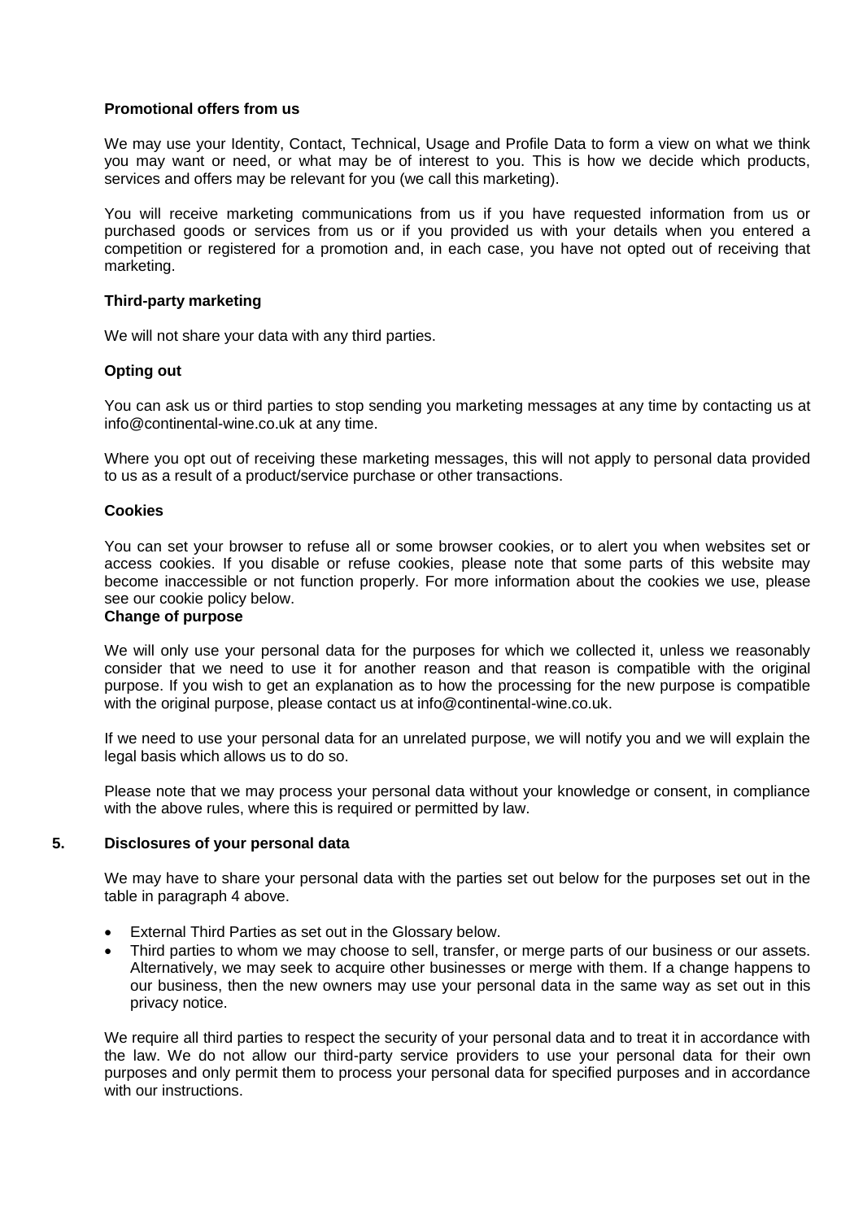**Promotional offers from us**

We may use your Identity, Contact, Technical, Usage and Profile Data to form a view on what we think you may want or need, or what may be of interest to you. This is how we decide which products, services and offers may be relevant for you (we call this marketing).

You will receive marketing communications from us if you have requested information from us or purchased goods or services from us or if you provided us with your details when you entered a competition or registered for a promotion and, in each case, you have not opted out of receiving that marketing.

**Third-party marketing**

We will not share your data with any third parties.

**Opting out**

You can ask us or third parties to stop sending you marketing messages at any time by contacting us at info@continental-wine.co.uk at any time.

Where you opt out of receiving these marketing messages, this will not apply to personal data provided to us as a result of a product/service purchase or other transactions.

**Cookies**

You can set your browser to refuse all or some browser cookies, or to alert you when websites set or access cookies. If you disable or refuse cookies, please note that some parts of this website may become inaccessible or not function properly. For more information about the cookies we use, please see our cookie policy below.

**Change of purpose**

We will only use your personal data for the purposes for which we collected it, unless we reasonably consider that we need to use it for another reason and that reason is compatible with the original purpose. If you wish to get an explanation as to how the processing for the new purpose is compatible with the original purpose, please contact us at info@continental-wine.co.uk.

If we need to use your personal data for an unrelated purpose, we will notify you and we will explain the legal basis which allows us to do so.

Please note that we may process your personal data without your knowledge or consent, in compliance with the above rules, where this is required or permitted by law.

## 5. Disclosures of your personal data

We may have to share your personal data with the parties set out below for the purposes set out in the table in paragraph 4 above.

- External Third Parties as set out in the Glossary below.
- Third parties to whom we may choose to sell, transfer, or merge parts of our business or our assets. Alternatively, we may seek to acquire other businesses or merge with them. If a change happens to our business, then the new owners may use your personal data in the same way as set out in this privacy notice.

We require all third parties to respect the security of your personal data and to treat it in accordance with the law. We do not allow our third-party service providers to use your personal data for their own purposes and only permit them to process your personal data for specified purposes and in accordance with our instructions.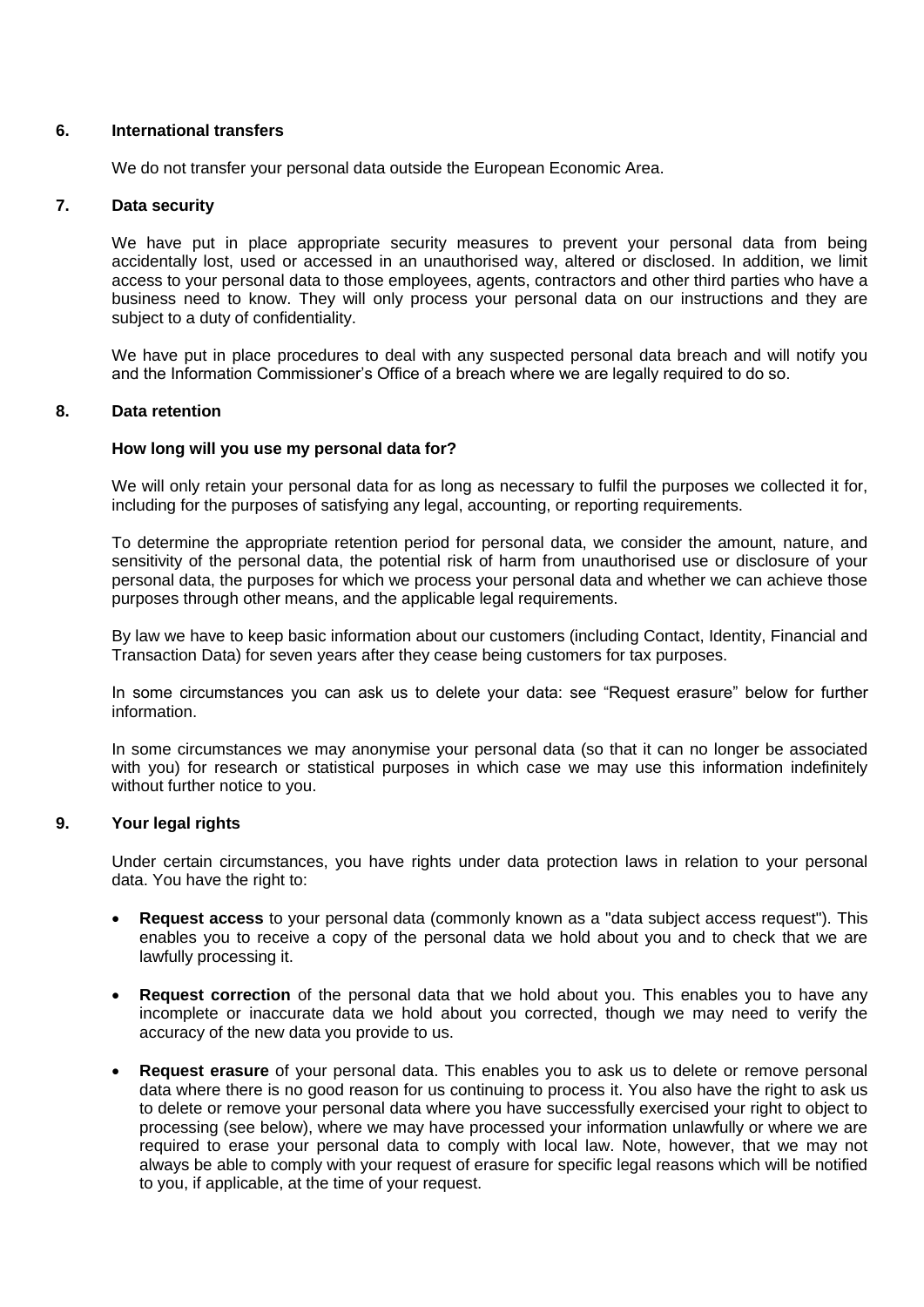## 6. International transfers

We do not transfer your personal data outside the European Economic Area.

## 7. Data security

We have put in place appropriate security measures to prevent your personal data from being accidentally lost, used or accessed in an unauthorised way, altered or disclosed. In addition, we limit access to your personal data to those employees, agents, contractors and other third parties who have a business need to know. They will only process your personal data on our instructions and they are subject to a duty of confidentiality.

We have put in place procedures to deal with any suspected personal data breach and will notify you and the Information Commissioner's Office of a breach where we are legally required to do so.

## 8. Data retention

### How long will you use my personal data for?

We will only retain your personal data for as long as necessary to fulfil the purposes we collected it for, including for the purposes of satisfying any legal, accounting, or reporting requirements.

To determine the appropriate retention period for personal data, we consider the amount, nature, and sensitivity of the personal data, the potential risk of harm from unauthorised use or disclosure of your personal data, the purposes for which we process your personal data and whether we can achieve those purposes through other means, and the applicable legal requirements.

By law we have to keep basic information about our customers (including Contact, Identity, Financial and Transaction Data) for seven years after they cease being customers for tax purposes.

In some circumstances you can ask us to delete your data: see "Request erasure" below for further information.

In some circumstances we may anonymise your personal data (so that it can no longer be associated with you) for research or statistical purposes in which case we may use this information indefinitely without further notice to you.

## 9. Your legal rights

Under certain circumstances, you have rights under data protection laws in relation to your personal data. You have the right to:

- **Request access** to your personal data (commonly known as a "data subject access request"). This enables you to receive a copy of the personal data we hold about you and to check that we are lawfully processing it.
- **Request correction** of the personal data that we hold about you. This enables you to have any incomplete or inaccurate data we hold about you corrected, though we may need to verify the accuracy of the new data you provide to us.
- **Request erasure** of your personal data. This enables you to ask us to delete or remove personal data where there is no good reason for us continuing to process it. You also have the right to ask us to delete or remove your personal data where you have successfully exercised your right to object to processing (see below), where we may have processed your information unlawfully or where we are required to erase your personal data to comply with local law. Note, however, that we may not always be able to comply with your request of erasure for specific legal reasons which will be notified to you, if applicable, at the time of your request.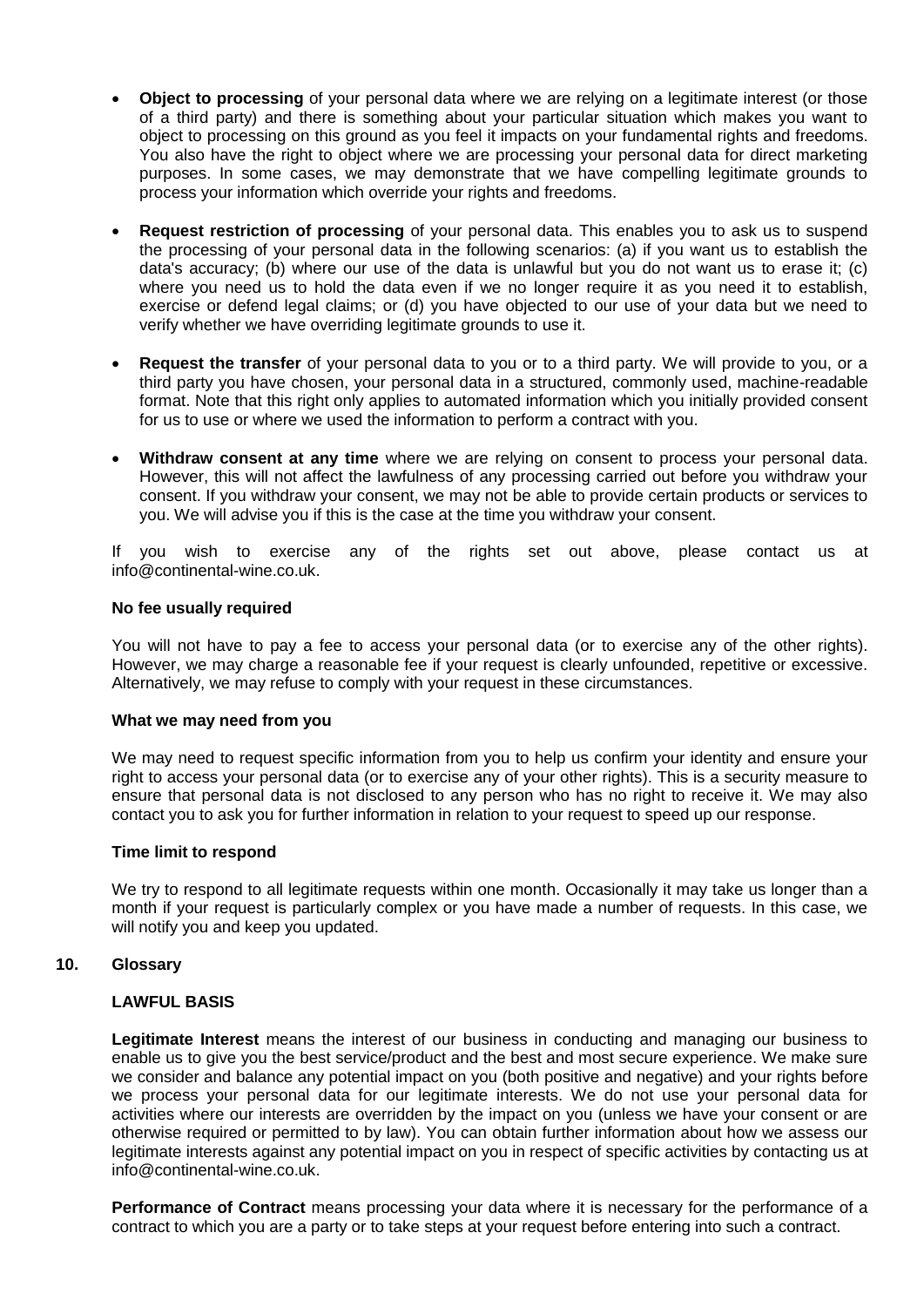- **Object to processing** of your personal data where we are relying on a legitimate interest (or those of a third party) and there is something about your particular situation which makes you want to object to processing on this ground as you feel it impacts on your fundamental rights and freedoms. You also have the right to object where we are processing your personal data for direct marketing purposes. In some cases, we may demonstrate that we have compelling legitimate grounds to process your information which override your rights and freedoms.

- **Request restriction of processing** of your personal data. This enables you to ask us to suspend the processing of your personal data in the following scenarios: (a) if you want us to establish the data's accuracy; (b) where our use of the data is unlawful but you do not want us to erase it; (c) where you need us to hold the data even if we no longer require it as you need it to establish, exercise or defend legal claims; or (d) you have objected to our use of your data but we need to verify whether we have overriding legitimate grounds to use it.

- **Request the transfer** of your personal data to you or to a third party. We will provide to you, or a third party you have chosen, your personal data in a structured, commonly used, machine-readable format. Note that this right only applies to automated information which you initially provided consent for us to use or where we used the information to perform a contract with you.

- **Withdraw consent at any time** where we are relying on consent to process your personal data. However, this will not affect the lawfulness of any processing carried out before you withdraw your consent. If you withdraw your consent, we may not be able to provide certain products or services to you. We will advise you if this is the case at the time you withdraw your consent.

If you wish to exercise any of the rights set out above, please contact us at info@continental-wine.co.uk.

**No fee usually required**

You will not have to pay a fee to access your personal data (or to exercise any of the other rights). However, we may charge a reasonable fee if your request is clearly unfounded, repetitive or excessive. Alternatively, we may refuse to comply with your request in these circumstances.

**What we may need from you**

We may need to request specific information from you to help us confirm your identity and ensure your right to access your personal data (or to exercise any of your other rights). This is a security measure to ensure that personal data is not disclosed to any person who has no right to receive it. We may also contact you to ask you for further information in relation to your request to speed up our response.

**Time limit to respond**

We try to respond to all legitimate requests within one month. Occasionally it may take us longer than a month if your request is particularly complex or you have made a number of requests. In this case, we will notify you and keep you updated.

## 10. Glossary

**LAWFUL BASIS**

**Legitimate Interest** means the interest of our business in conducting and managing our business to enable us to give you the best service/product and the best and most secure experience. We make sure we consider and balance any potential impact on you (both positive and negative) and your rights before we process your personal data for our legitimate interests. We do not use your personal data for activities where our interests are overridden by the impact on you (unless we have your consent or are otherwise required or permitted to by law). You can obtain further information about how we assess our legitimate interests against any potential impact on you in respect of specific activities by contacting us at info@continental-wine.co.uk.

**Performance of Contract** means processing your data where it is necessary for the performance of a contract to which you are a party or to take steps at your request before entering into such a contract.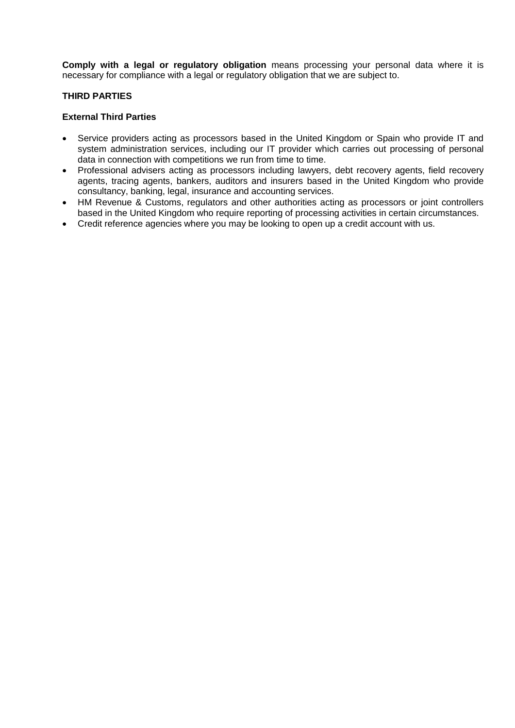**Comply with a legal or regulatory obligation** means processing your personal data where it is necessary for compliance with a legal or regulatory obligation that we are subject to.

## THIRD PARTIES

### External Third Parties

- Service providers acting as processors based in the United Kingdom or Spain who provide IT and system administration services, including our IT provider which carries out processing of personal data in connection with competitions we run from time to time.
- Professional advisers acting as processors including lawyers, debt recovery agents, field recovery agents, tracing agents, bankers, auditors and insurers based in the United Kingdom who provide consultancy, banking, legal, insurance and accounting services.
- HM Revenue & Customs, regulators and other authorities acting as processors or joint controllers based in the United Kingdom who require reporting of processing activities in certain circumstances.
- Credit reference agencies where you may be looking to open up a credit account with us.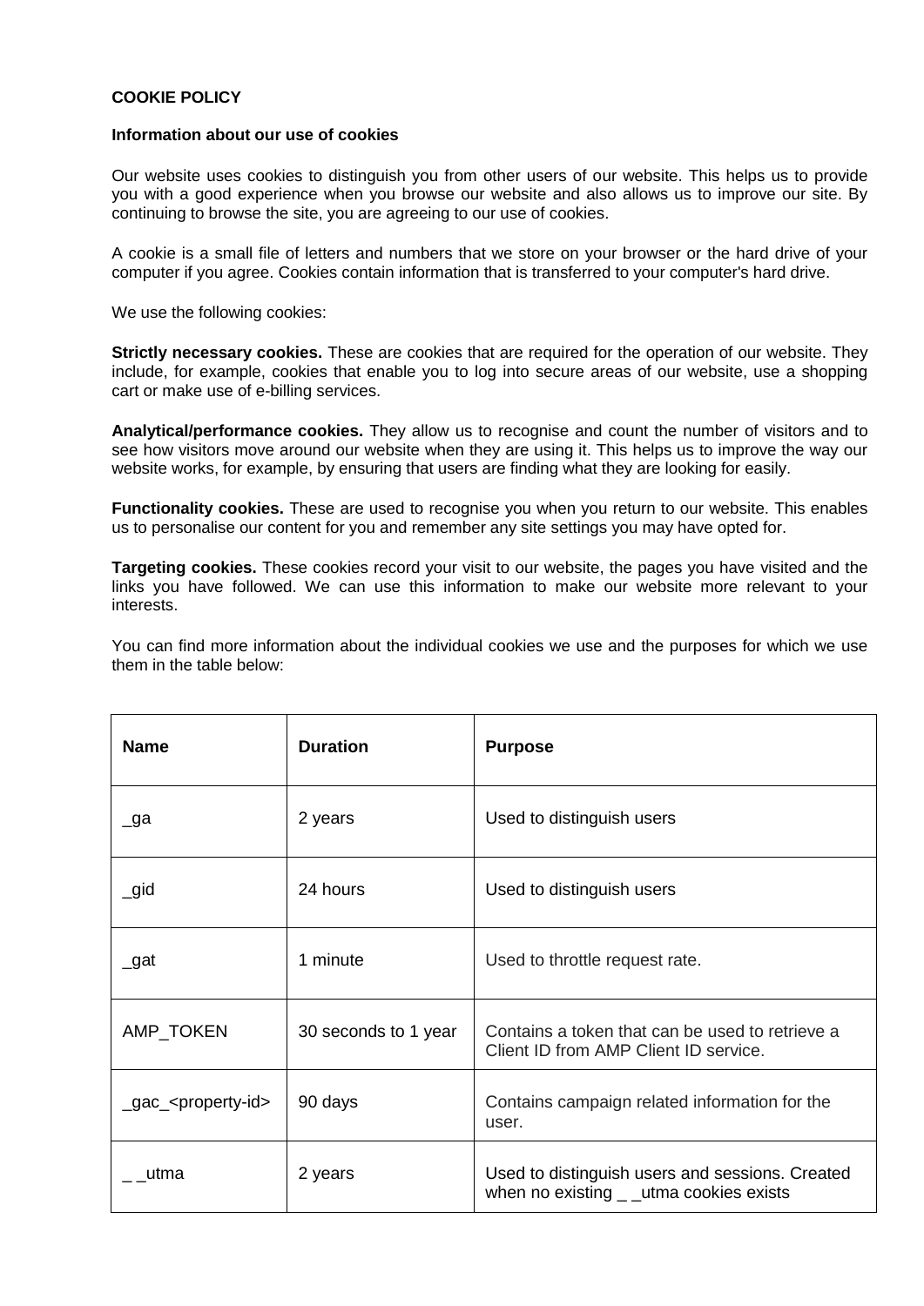**COOKIE POLICY**

**Information about our use of cookies**

Our website uses cookies to distinguish you from other users of our website. This helps us to provide you with a good experience when you browse our website and also allows us to improve our site. By continuing to browse the site, you are agreeing to our use of cookies.

A cookie is a small file of letters and numbers that we store on your browser or the hard drive of your computer if you agree. Cookies contain information that is transferred to your computer's hard drive.

We use the following cookies:

**Strictly necessary cookies.** These are cookies that are required for the operation of our website. They include, for example, cookies that enable you to log into secure areas of our website, use a shopping cart or make use of e-billing services.

**Analytical/performance cookies.** They allow us to recognise and count the number of visitors and to see how visitors move around our website when they are using it. This helps us to improve the way our website works, for example, by ensuring that users are finding what they are looking for easily.

**Functionality cookies.** These are used to recognise you when you return to our website. This enables us to personalise our content for you and remember any site settings you may have opted for.

**Targeting cookies.** These cookies record your visit to our website, the pages you have visited and the links you have followed. We can use this information to make our website more relevant to your interests.

You can find more information about the individual cookies we use and the purposes for which we use them in the table below:

| **Name** | **Duration** | **Purpose** |
|---|---|---|
| _ga | 2 years | Used to distinguish users |
| _gid | 24 hours | Used to distinguish users |
| _gat | 1 minute | Used to throttle request rate. |
| AMP_TOKEN | 30 seconds to 1 year | Contains a token that can be used to retrieve a Client ID from AMP Client ID service. |
| _gac_<property-id> | 90 days | Contains campaign related information for the user. |
| _ _utma | 2 years | Used to distinguish users and sessions. Created when no existing _ _utma cookies exists |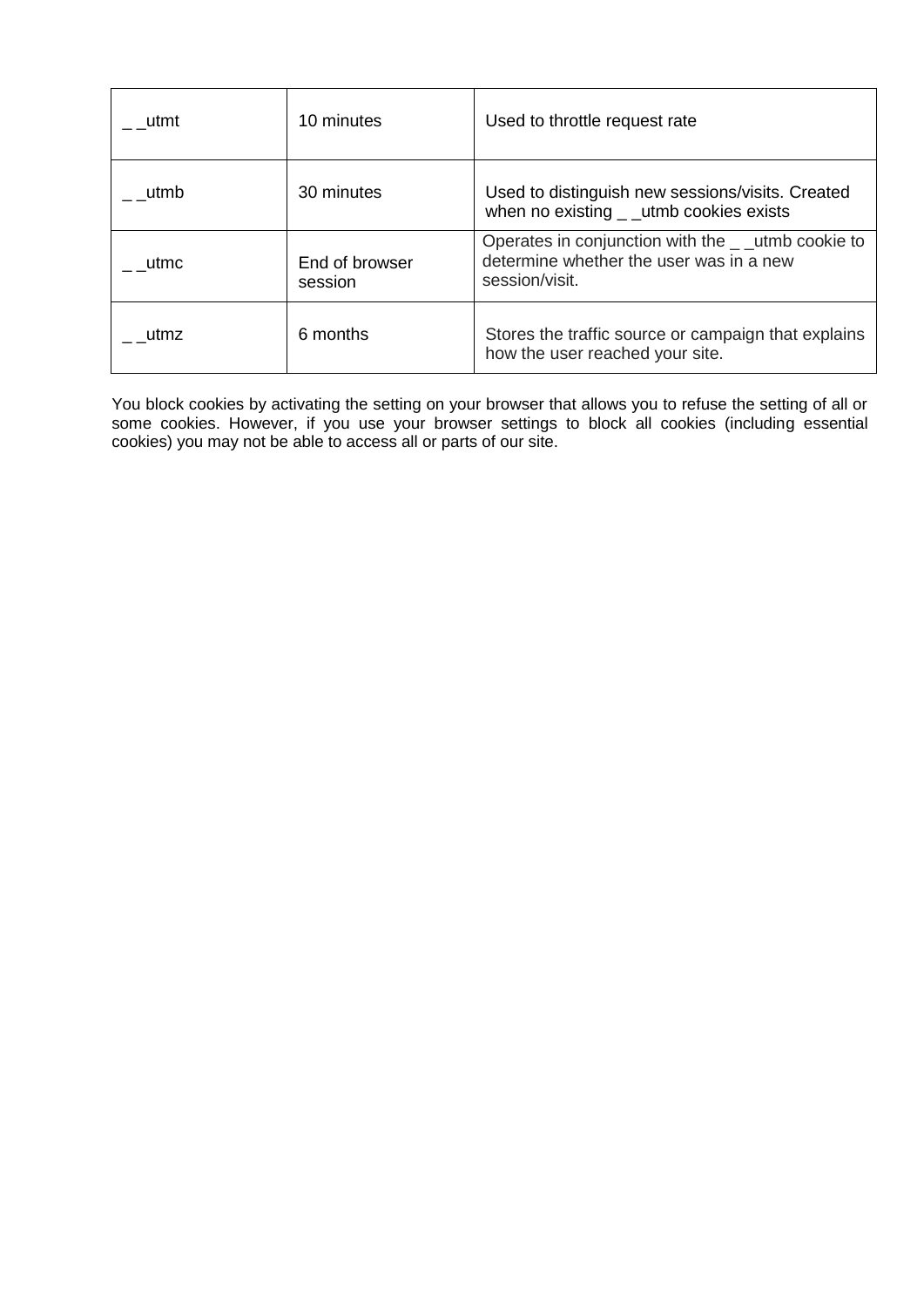| | | |
|---|---|---|
| _ _utmt | 10 minutes | Used to throttle request rate |
| _ _utmb | 30 minutes | Used to distinguish new sessions/visits. Created when no existing _ _utmb cookies exists |
| _ _utmc | End of browser session | Operates in conjunction with the _ _utmb cookie to determine whether the user was in a new session/visit. |
| _ _utmz | 6 months | Stores the traffic source or campaign that explains how the user reached your site. |

You block cookies by activating the setting on your browser that allows you to refuse the setting of all or some cookies. However, if you use your browser settings to block all cookies (including essential cookies) you may not be able to access all or parts of our site.